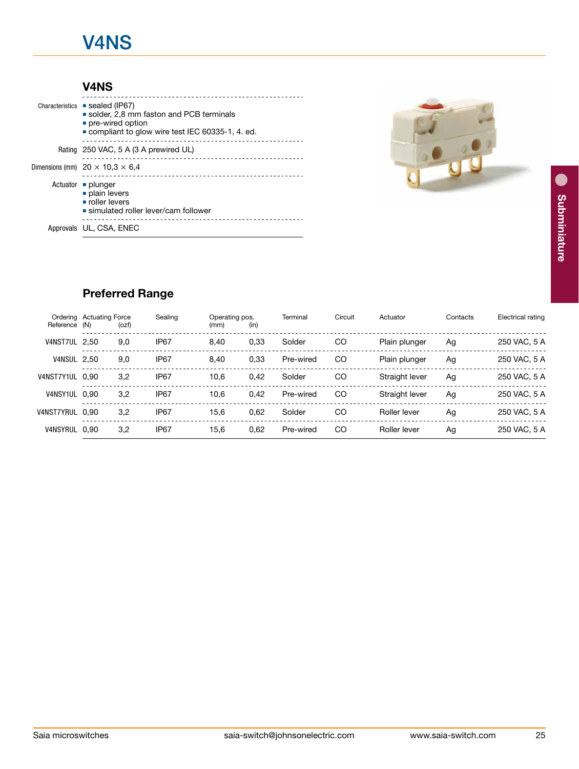# V4NS

## V4NS

| | |
|---|---|
| Characteristics | ▪ sealed (IP67)<br>▪ solder, 2,8 mm faston and PCB terminals<br>▪ pre-wired option<br>▪ compliant to glow wire test IEC 60335-1, 4. ed. |
| Rating | 250 VAC, 5 A (3 A prewired UL) |
| Dimensions (mm) | 20 × 10,3 × 6,4 |
| Actuator | ▪ plunger<br>▪ plain levers<br>▪ roller levers<br>▪ simulated roller lever/cam follower |
| Approvals | UL, CSA, ENEC |

Subminiature

## Preferred Range

| Ordering Reference | Actuating Force (N) | (ozf) | Sealing | Operating pos. (mm) | (in) | Terminal | Circuit | Actuator | Contacts | Electrical rating |
|---|---|---|---|---|---|---|---|---|---|---|
| V4NST7UL | 2,50 | 9,0 | IP67 | 8,40 | 0,33 | Solder | CO | Plain plunger | Ag | 250 VAC, 5 A |
| V4NSUL | 2,50 | 9,0 | IP67 | 8,40 | 0,33 | Pre-wired | CO | Plain plunger | Ag | 250 VAC, 5 A |
| V4NST7Y1UL | 0,90 | 3,2 | IP67 | 10,6 | 0,42 | Solder | CO | Straight lever | Ag | 250 VAC, 5 A |
| V4NSY1UL | 0,90 | 3,2 | IP67 | 10,6 | 0,42 | Pre-wired | CO | Straight lever | Ag | 250 VAC, 5 A |
| V4NST7YRUL | 0,90 | 3,2 | IP67 | 15,6 | 0,62 | Solder | CO | Roller lever | Ag | 250 VAC, 5 A |
| V4NSYRUL | 0,90 | 3,2 | IP67 | 15,6 | 0,62 | Pre-wired | CO | Roller lever | Ag | 250 VAC, 5 A |

Saia microswitches saia-switch@johnsonelectric.com www.saia-switch.com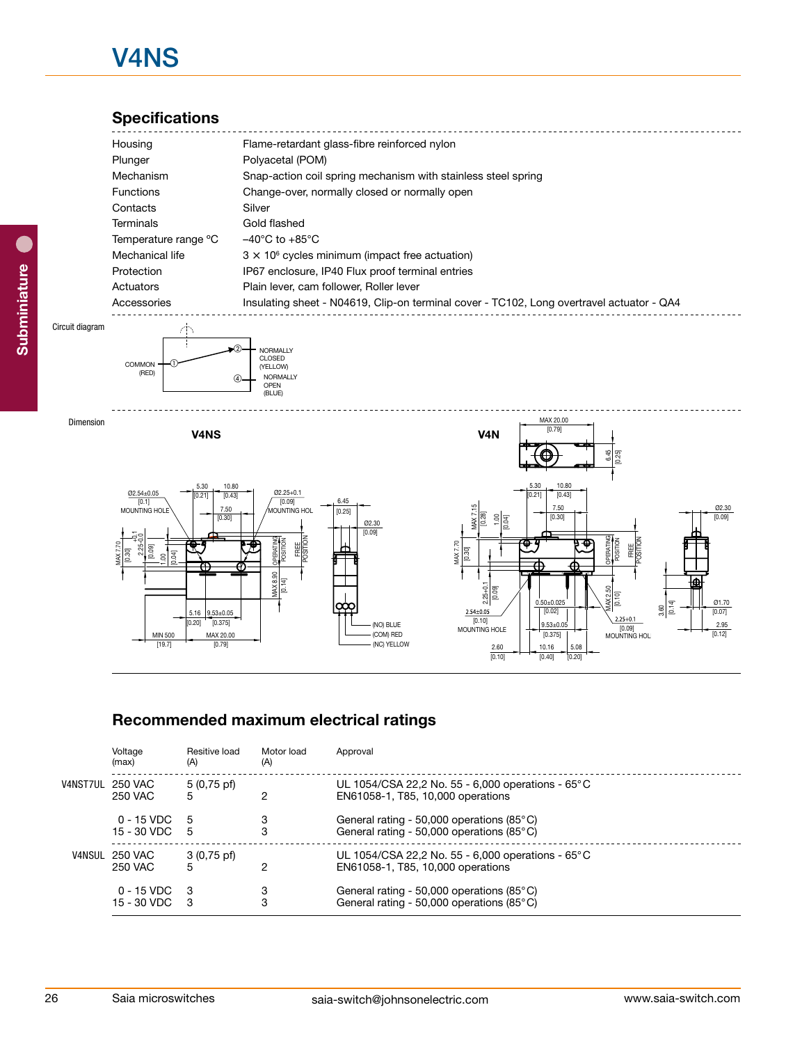# V4NS

## Specifications

| | |
|---|---|
| Housing | Flame-retardant glass-fibre reinforced nylon |
| Plunger | Polyacetal (POM) |
| Mechanism | Snap-action coil spring mechanism with stainless steel spring |
| Functions | Change-over, normally closed or normally open |
| Contacts | Silver |
| Terminals | Gold flashed |
| Temperature range °C | –40°C to +85°C |
| Mechanical life | 3 × $10^6$ cycles minimum (impact free actuation) |
| Protection | IP67 enclosure, IP40 Flux proof terminal entries |
| Actuators | Plain lever, cam follower, Roller lever |
| Accessories | Insulating sheet - N04619, Clip-on terminal cover - TC102, Long overtravel actuator - QA4 |

Circuit diagram

COMMON (RED) ① ② NORMALLY CLOSED (YELLOW) ④ NORMALLY OPEN (BLUE)

Dimension

**V4NS**

Ø2.54±0.05 [0.1] MOUNTING HOLE; 5.30 [0.21]; 10.80 [0.43]; 7.50 [0.30]; Ø2.25+0.1 [0.09] MOUNTING HOLE; 6.45 [0.25]; Ø2.30 [0.09]; MAX 7.70 [0.30]; 2.25+0.1/-0.0 [0.09]; 1.00 [0.04]; OPERATING POSITION; FREE POSITION; MAX 8.90 [0.14]; 5.16 [0.20]; 9.53±0.05 [0.375]; MIN 500 [19.7]; MAX 20.00 [0.79]; (NO) BLUE; (COM) RED; (NC) YELLOW

**V4N**

MAX 20.00 [0.79]; 6.45 [0.25]; 5.30 [0.21]; 10.80 [0.43]; 7.50 [0.30]; MAX 7.15 [0.28]; 1.00 [0.04]; MAX 7.70 [0.30]; 2.25+0.1 [0.09]; 2.54±0.05 [0.10] MOUNTING HOLE; 0.50±0.025 [0.02]; 9.53±0.05 [0.375]; 2.60 [0.10]; 10.16 [0.40]; 5.08 [0.20]; OPERATING POSITION; FREE POSITION; MAX 2.50 [0.10]; 2.25+0.1 [0.09] MOUNTING HOL; Ø2.30 [0.09]; 3.60 [0.14]; Ø1.70 [0.07]; 2.95 [0.12]

## Recommended maximum electrical ratings

| | Voltage (max) | Resitive load (A) | Motor load (A) | Approval |
|---|---|---|---|---|
| V4NST7UL | 250 VAC | 5 (0,75 pf) | | UL 1054/CSA 22,2 No. 55 - 6,000 operations - 65°C |
| | 250 VAC | 5 | 2 | EN61058-1, T85, 10,000 operations |
| | 0 - 15 VDC | 5 | 3 | General rating - 50,000 operations (85°C) |
| | 15 - 30 VDC | 5 | 3 | General rating - 50,000 operations (85°C) |
| V4NSUL | 250 VAC | 3 (0,75 pf) | | UL 1054/CSA 22,2 No. 55 - 6,000 operations - 65°C |
| | 250 VAC | 5 | 2 | EN61058-1, T85, 10,000 operations |
| | 0 - 15 VDC | 3 | 3 | General rating - 50,000 operations (85°C) |
| | 15 - 30 VDC | 3 | 3 | General rating - 50,000 operations (85°C) |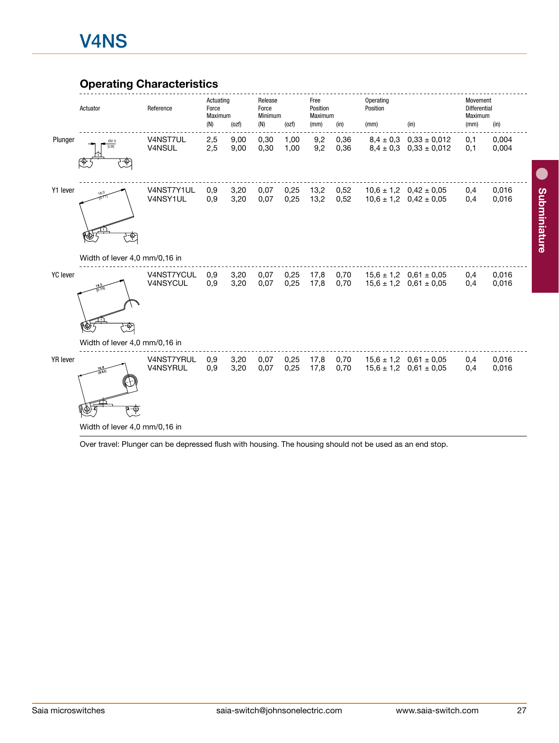# V4NS

## Operating Characteristics

| Actuator | Reference | Actuating Force Maximum (N) | Actuating Force Maximum (ozf) | Release Force Minimum (N) | Release Force Minimum (ozf) | Free Position Maximum (mm) | Free Position Maximum (in) | Operating Position (mm) | Operating Position (in) | Movement Differential Maximum (mm) | Movement Differential Maximum (in) |
|---|---|---|---|---|---|---|---|---|---|---|---|
| Plunger | V4NST7UL | 2,5 | 9,00 | 0,30 | 1,00 | 9,2 | 0,36 | 8,4 ± 0,3 | 0,33 ± 0,012 | 0,1 | 0,004 |
| | V4NSUL | 2,5 | 9,00 | 0,30 | 1,00 | 9,2 | 0,36 | 8,4 ± 0,3 | 0,33 ± 0,012 | 0,1 | 0,004 |
| Y1 lever (Width of lever 4,0 mm/0,16 in) | V4NST7Y1UL | 0,9 | 3,20 | 0,07 | 0,25 | 13,2 | 0,52 | 10,6 ± 1,2 | 0,42 ± 0,05 | 0,4 | 0,016 |
| | V4NSY1UL | 0,9 | 3,20 | 0,07 | 0,25 | 13,2 | 0,52 | 10,6 ± 1,2 | 0,42 ± 0,05 | 0,4 | 0,016 |
| YC lever (Width of lever 4,0 mm/0,16 in) | V4NST7YCUL | 0,9 | 3,20 | 0,07 | 0,25 | 17,8 | 0,70 | 15,6 ± 1,2 | 0,61 ± 0,05 | 0,4 | 0,016 |
| | V4NSYCUL | 0,9 | 3,20 | 0,07 | 0,25 | 17,8 | 0,70 | 15,6 ± 1,2 | 0,61 ± 0,05 | 0,4 | 0,016 |
| YR lever (Width of lever 4,0 mm/0,16 in) | V4NST7YRUL | 0,9 | 3,20 | 0,07 | 0,25 | 17,8 | 0,70 | 15,6 ± 1,2 | 0,61 ± 0,05 | 0,4 | 0,016 |
| | V4NSYRUL | 0,9 | 3,20 | 0,07 | 0,25 | 17,8 | 0,70 | 15,6 ± 1,2 | 0,61 ± 0,05 | 0,4 | 0,016 |

Over travel: Plunger can be depressed flush with housing. The housing should not be used as an end stop.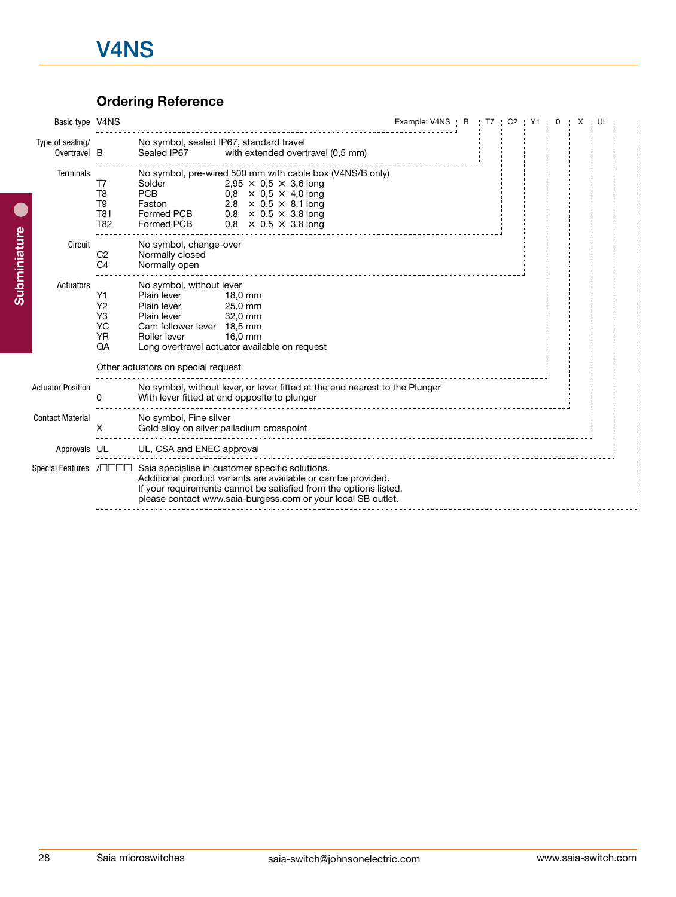# V4NS

## Ordering Reference

Example: V4NS B T7 C2 Y1 0 X UL

| | | | |
|---|---|---|---|
| Basic type | V4NS | | |
| Type of sealing/ Overtravel | | No symbol, sealed IP67, standard travel | |
| | B | Sealed IP67 | with extended overtravel (0,5 mm) |
| Terminals | | No symbol, pre-wired 500 mm with cable box (V4NS/B only) | |
| | T7 | Solder | 2,95 × 0,5 × 3,6 long |
| | T8 | PCB | 0,8 × 0,5 × 4,0 long |
| | T9 | Faston | 2,8 × 0,5 × 8,1 long |
| | T81 | Formed PCB | 0,8 × 0,5 × 3,8 long |
| | T82 | Formed PCB | 0,8 × 0,5 × 3,8 long |
| Circuit | | No symbol, change-over | |
| | C2 | Normally closed | |
| | C4 | Normally open | |
| Actuators | | No symbol, without lever | |
| | Y1 | Plain lever | 18,0 mm |
| | Y2 | Plain lever | 25,0 mm |
| | Y3 | Plain lever | 32,0 mm |
| | YC | Cam follower lever | 18,5 mm |
| | YR | Roller lever | 16,0 mm |
| | QA | Long overtravel actuator available on request | |
| | Other actuators on special request | | |
| Actuator Position | | No symbol, without lever, or lever fitted at the end nearest to the Plunger | |
| | 0 | With lever fitted at end opposite to plunger | |
| Contact Material | | No symbol, Fine silver | |
| | X | Gold alloy on silver palladium crosspoint | |
| Approvals | UL | UL, CSA and ENEC approval | |
| Special Features | /□□□□ | Saia specialise in customer specific solutions. Additional product variants are available or can be provided. If your requirements cannot be satisfied from the options listed, please contact www.saia-burgess.com or your local SB outlet. | |